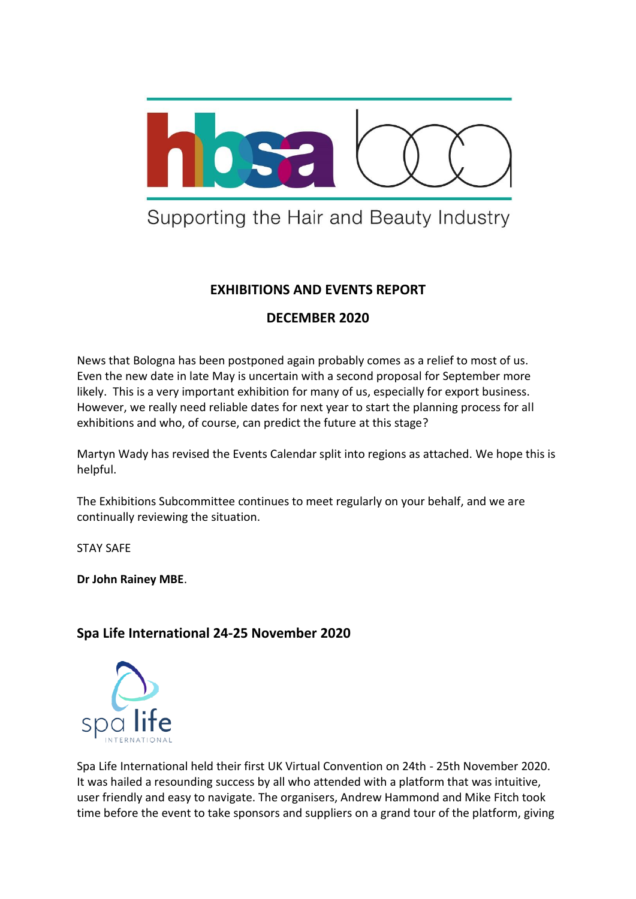Supporting the Hair and Beauty Industry

# EXHIBITIONS AND EVENTS REPORT

## DECEMBER 2020

News that Bologna has been postponed again probably comes as a relief to most of us. Even the new date in late May is uncertain with a second proposal for September more likely. This is a very important exhibition for many of us, especially for export business. However, we really need reliable dates for next year to start the planning process for all exhibitions and who, of course, can predict the future at this stage?

Martyn Wady has revised the Events Calendar split into regions as attached. We hope this is helpful.

The Exhibitions Subcommittee continues to meet regularly on your behalf, and we are continually reviewing the situation.

STAY SAFE

**Dr John Rainey MBE**.

## Spa Life International 24-25 November 2020

Spa Life International held their first UK Virtual Convention on 24th - 25th November 2020. It was hailed a resounding success by all who attended with a platform that was intuitive, user friendly and easy to navigate. The organisers, Andrew Hammond and Mike Fitch took time before the event to take sponsors and suppliers on a grand tour of the platform, giving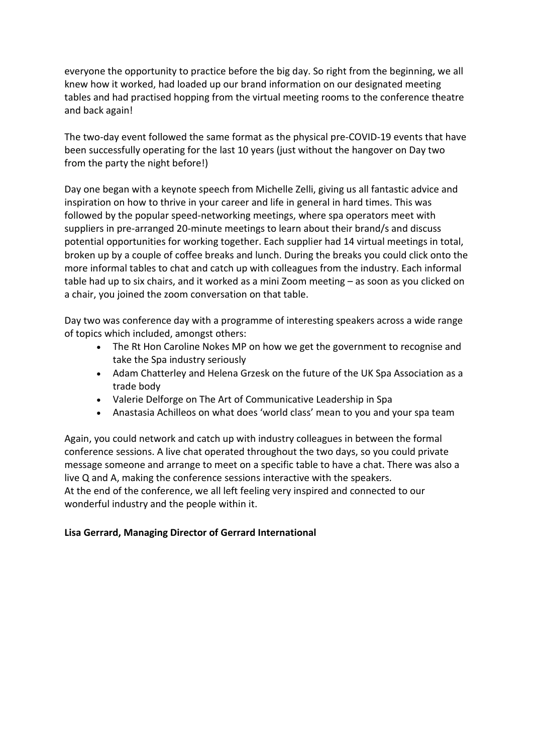everyone the opportunity to practice before the big day. So right from the beginning, we all knew how it worked, had loaded up our brand information on our designated meeting tables and had practised hopping from the virtual meeting rooms to the conference theatre and back again!

The two-day event followed the same format as the physical pre-COVID-19 events that have been successfully operating for the last 10 years (just without the hangover on Day two from the party the night before!)

Day one began with a keynote speech from Michelle Zelli, giving us all fantastic advice and inspiration on how to thrive in your career and life in general in hard times. This was followed by the popular speed-networking meetings, where spa operators meet with suppliers in pre-arranged 20-minute meetings to learn about their brand/s and discuss potential opportunities for working together. Each supplier had 14 virtual meetings in total, broken up by a couple of coffee breaks and lunch. During the breaks you could click onto the more informal tables to chat and catch up with colleagues from the industry. Each informal table had up to six chairs, and it worked as a mini Zoom meeting – as soon as you clicked on a chair, you joined the zoom conversation on that table.

Day two was conference day with a programme of interesting speakers across a wide range of topics which included, amongst others:

- The Rt Hon Caroline Nokes MP on how we get the government to recognise and take the Spa industry seriously
- Adam Chatterley and Helena Grzesk on the future of the UK Spa Association as a trade body
- Valerie Delforge on The Art of Communicative Leadership in Spa
- Anastasia Achilleos on what does 'world class' mean to you and your spa team

Again, you could network and catch up with industry colleagues in between the formal conference sessions. A live chat operated throughout the two days, so you could private message someone and arrange to meet on a specific table to have a chat. There was also a live Q and A, making the conference sessions interactive with the speakers.
At the end of the conference, we all left feeling very inspired and connected to our wonderful industry and the people within it.

**Lisa Gerrard, Managing Director of Gerrard International**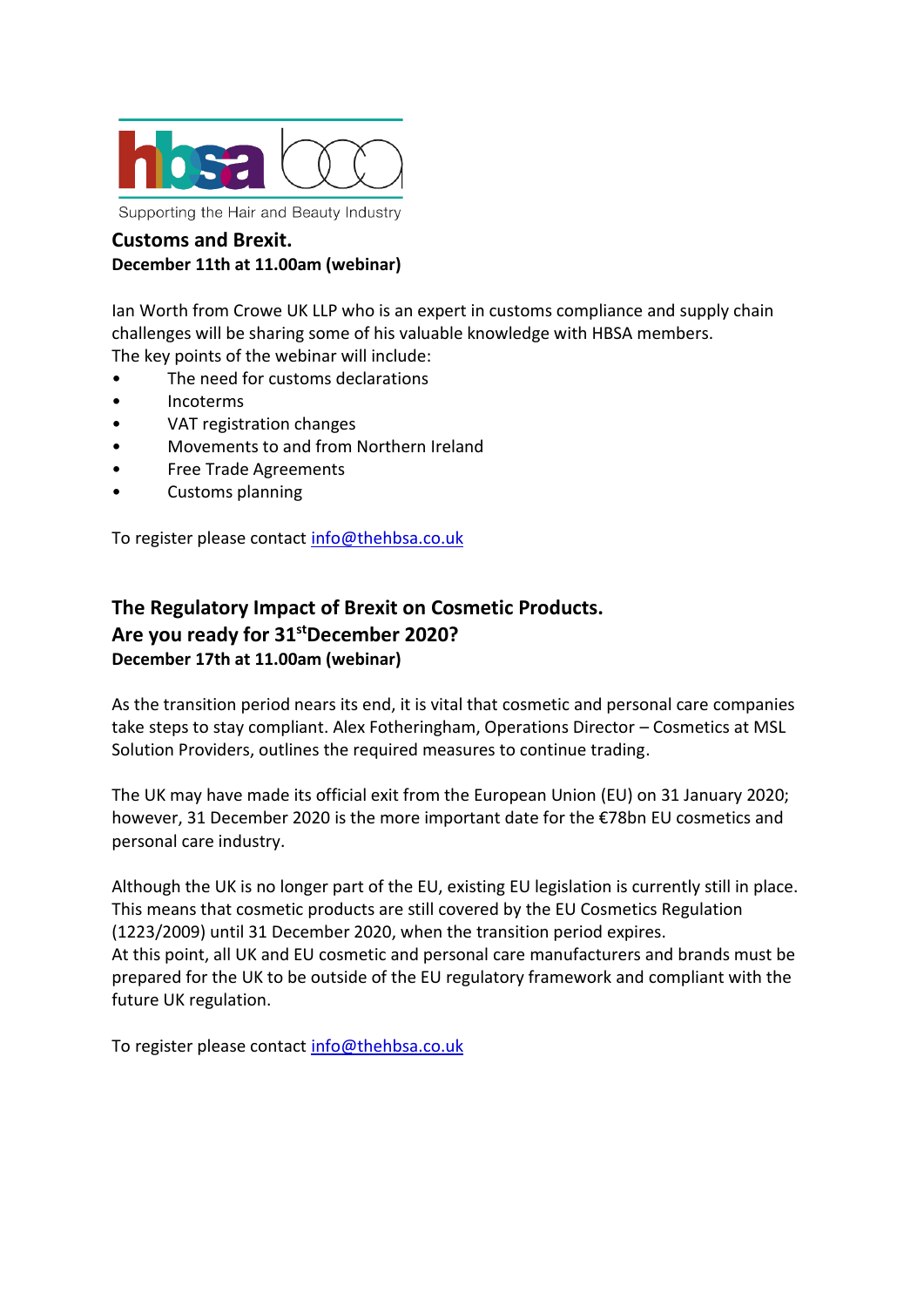Supporting the Hair and Beauty Industry

## Customs and Brexit.

**December 11th at 11.00am (webinar)**

Ian Worth from Crowe UK LLP who is an expert in customs compliance and supply chain challenges will be sharing some of his valuable knowledge with HBSA members.
The key points of the webinar will include:

- The need for customs declarations
- Incoterms
- VAT registration changes
- Movements to and from Northern Ireland
- Free Trade Agreements
- Customs planning

To register please contact info@thehbsa.co.uk

## The Regulatory Impact of Brexit on Cosmetic Products.
## Are you ready for 31st December 2020?

**December 17th at 11.00am (webinar)**

As the transition period nears its end, it is vital that cosmetic and personal care companies take steps to stay compliant. Alex Fotheringham, Operations Director – Cosmetics at MSL Solution Providers, outlines the required measures to continue trading.

The UK may have made its official exit from the European Union (EU) on 31 January 2020; however, 31 December 2020 is the more important date for the €78bn EU cosmetics and personal care industry.

Although the UK is no longer part of the EU, existing EU legislation is currently still in place. This means that cosmetic products are still covered by the EU Cosmetics Regulation (1223/2009) until 31 December 2020, when the transition period expires.
At this point, all UK and EU cosmetic and personal care manufacturers and brands must be prepared for the UK to be outside of the EU regulatory framework and compliant with the future UK regulation.

To register please contact info@thehbsa.co.uk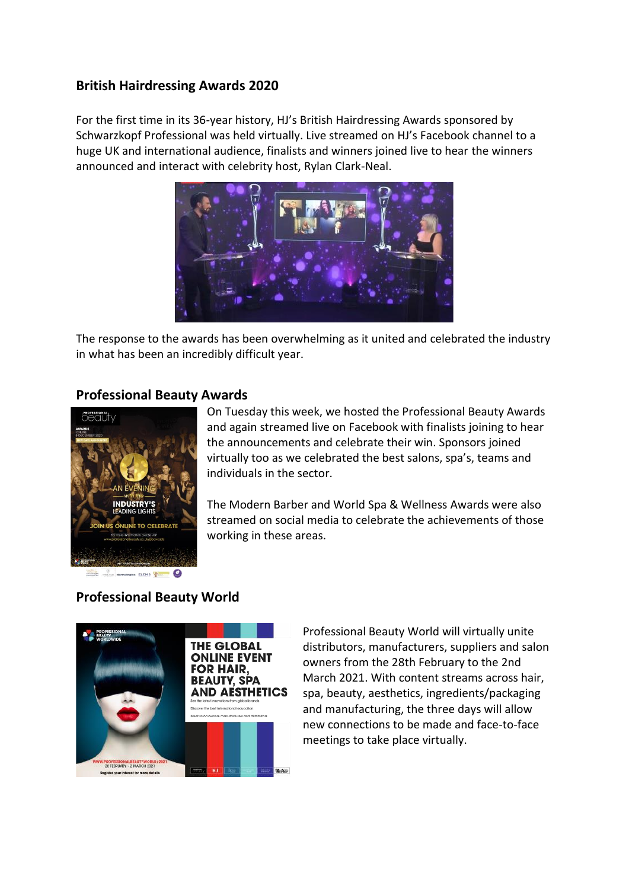## British Hairdressing Awards 2020

For the first time in its 36-year history, HJ's British Hairdressing Awards sponsored by Schwarzkopf Professional was held virtually. Live streamed on HJ's Facebook channel to a huge UK and international audience, finalists and winners joined live to hear the winners announced and interact with celebrity host, Rylan Clark-Neal.

The response to the awards has been overwhelming as it united and celebrated the industry in what has been an incredibly difficult year.

## Professional Beauty Awards

On Tuesday this week, we hosted the Professional Beauty Awards and again streamed live on Facebook with finalists joining to hear the announcements and celebrate their win. Sponsors joined virtually too as we celebrated the best salons, spa's, teams and individuals in the sector.

The Modern Barber and World Spa & Wellness Awards were also streamed on social media to celebrate the achievements of those working in these areas.

## Professional Beauty World

Professional Beauty World will virtually unite distributors, manufacturers, suppliers and salon owners from the 28th February to the 2nd March 2021. With content streams across hair, spa, beauty, aesthetics, ingredients/packaging and manufacturing, the three days will allow new connections to be made and face-to-face meetings to take place virtually.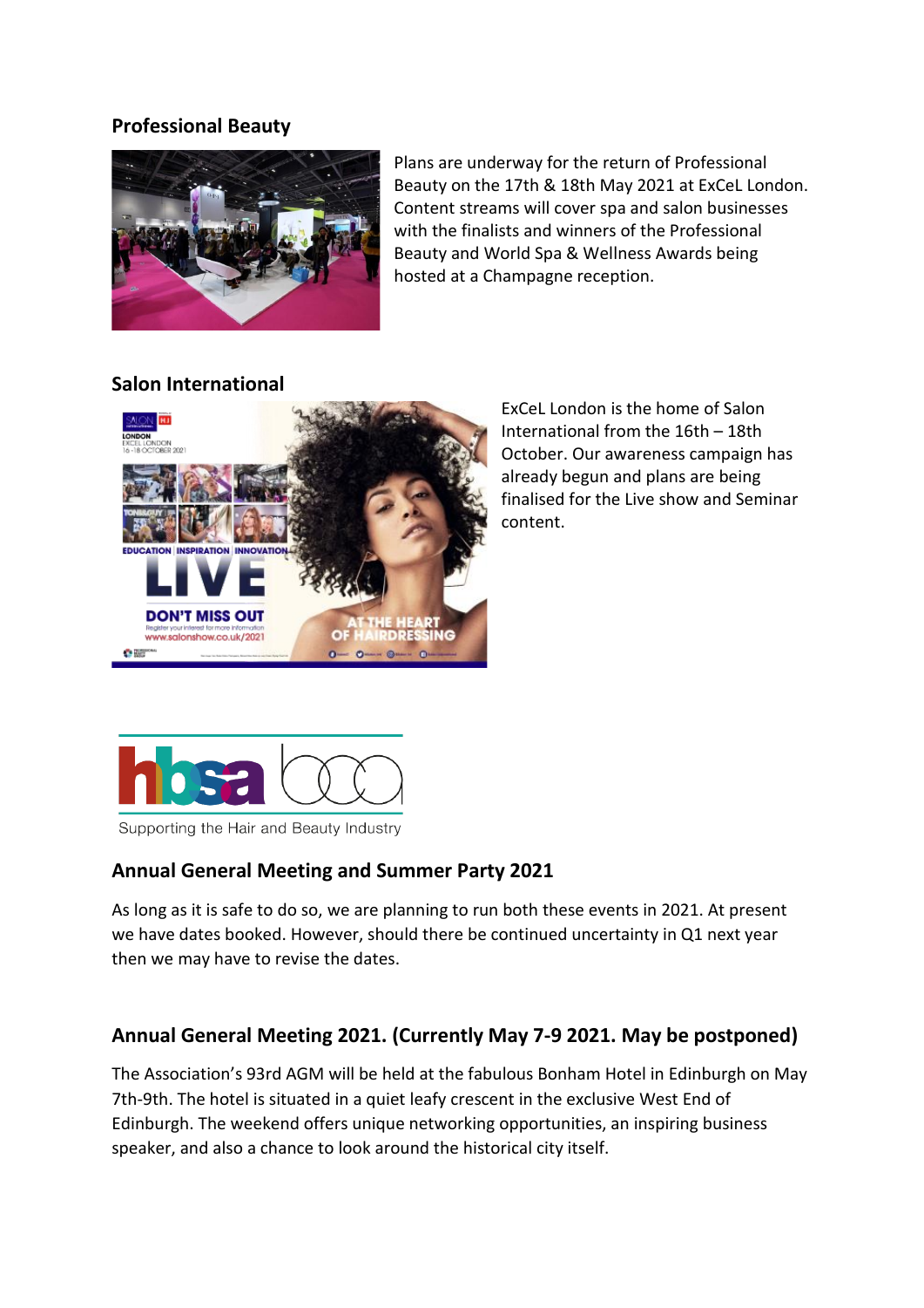## Professional Beauty

Plans are underway for the return of Professional Beauty on the 17th & 18th May 2021 at ExCeL London. Content streams will cover spa and salon businesses with the finalists and winners of the Professional Beauty and World Spa & Wellness Awards being hosted at a Champagne reception.

## Salon International

ExCeL London is the home of Salon International from the 16th – 18th October. Our awareness campaign has already begun and plans are being finalised for the Live show and Seminar content.

Supporting the Hair and Beauty Industry

## Annual General Meeting and Summer Party 2021

As long as it is safe to do so, we are planning to run both these events in 2021. At present we have dates booked. However, should there be continued uncertainty in Q1 next year then we may have to revise the dates.

## Annual General Meeting 2021. (Currently May 7-9 2021. May be postponed)

The Association's 93rd AGM will be held at the fabulous Bonham Hotel in Edinburgh on May 7th-9th. The hotel is situated in a quiet leafy crescent in the exclusive West End of Edinburgh. The weekend offers unique networking opportunities, an inspiring business speaker, and also a chance to look around the historical city itself.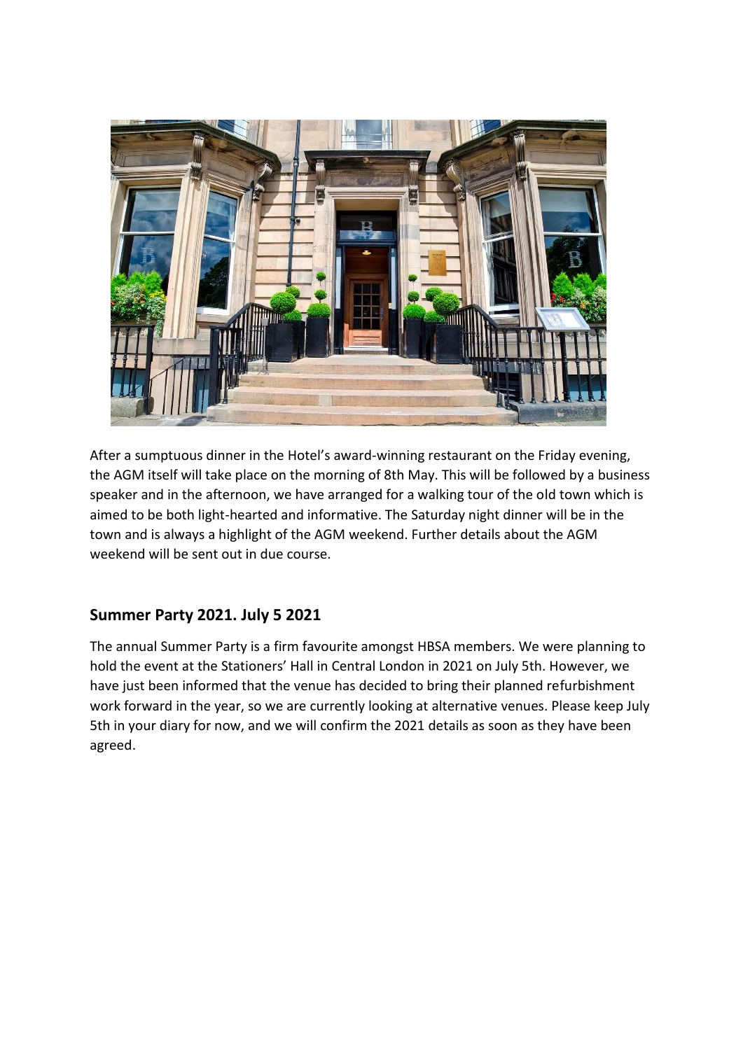After a sumptuous dinner in the Hotel's award-winning restaurant on the Friday evening, the AGM itself will take place on the morning of 8th May. This will be followed by a business speaker and in the afternoon, we have arranged for a walking tour of the old town which is aimed to be both light-hearted and informative. The Saturday night dinner will be in the town and is always a highlight of the AGM weekend. Further details about the AGM weekend will be sent out in due course.

## Summer Party 2021. July 5 2021

The annual Summer Party is a firm favourite amongst HBSA members. We were planning to hold the event at the Stationers' Hall in Central London in 2021 on July 5th. However, we have just been informed that the venue has decided to bring their planned refurbishment work forward in the year, so we are currently looking at alternative venues. Please keep July 5th in your diary for now, and we will confirm the 2021 details as soon as they have been agreed.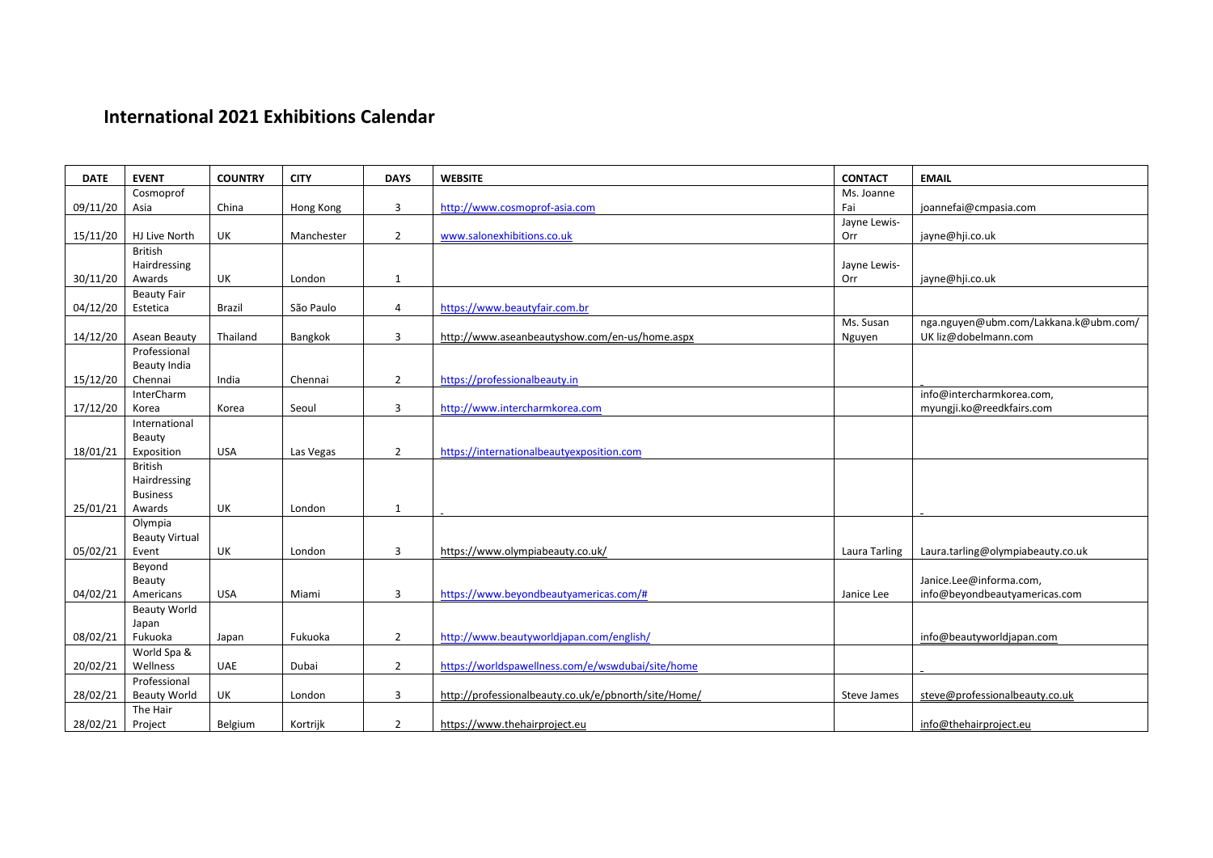# International 2021 Exhibitions Calendar

| DATE | EVENT | COUNTRY | CITY | DAYS | WEBSITE | CONTACT | EMAIL |
|---|---|---|---|---|---|---|---|
| 09/11/20 | Cosmoprof Asia | China | Hong Kong | 3 | http://www.cosmoprof-asia.com | Ms. Joanne Fai | joannefai@cmpasia.com |
| 15/11/20 | HJ Live North | UK | Manchester | 2 | www.salonexhibitions.co.uk | Jayne Lewis-Orr | jayne@hji.co.uk |
| 30/11/20 | British Hairdressing Awards | UK | London | 1 | | Jayne Lewis-Orr | jayne@hji.co.uk |
| 04/12/20 | Beauty Fair Estetica | Brazil | São Paulo | 4 | https://www.beautyfair.com.br | | |
| 14/12/20 | Asean Beauty | Thailand | Bangkok | 3 | http://www.aseanbeautyshow.com/en-us/home.aspx | Ms. Susan Nguyen | nga.nguyen@ubm.com/Lakkana.k@ubm.com/ UK liz@dobelmann.com |
| 15/12/20 | Professional Beauty India Chennai | India | Chennai | 2 | https://professionalbeauty.in | | |
| 17/12/20 | InterCharm Korea | Korea | Seoul | 3 | http://www.intercharmkorea.com | | info@intercharmkorea.com, myungji.ko@reedkfairs.com |
| 18/01/21 | International Beauty Exposition | USA | Las Vegas | 2 | https://internationalbeautyexposition.com | | |
| 25/01/21 | British Hairdressing Business Awards | UK | London | 1 | | | |
| 05/02/21 | Olympia Beauty Virtual Event | UK | London | 3 | https://www.olympiabeauty.co.uk/ | Laura Tarling | Laura.tarling@olympiabeauty.co.uk |
| 04/02/21 | Beyond Beauty Americans | USA | Miami | 3 | https://www.beyondbeautyamericas.com/# | Janice Lee | Janice.Lee@informa.com, info@beyondbeautyamericas.com |
| 08/02/21 | Beauty World Japan Fukuoka | Japan | Fukuoka | 2 | http://www.beautyworldjapan.com/english/ | | info@beautyworldjapan.com |
| 20/02/21 | World Spa & Wellness | UAE | Dubai | 2 | https://worldspawellness.com/e/wswdubai/site/home | | |
| 28/02/21 | Professional Beauty World | UK | London | 3 | http://professionalbeauty.co.uk/e/pbnorth/site/Home/ | Steve James | steve@professionalbeauty.co.uk |
| 28/02/21 | The Hair Project | Belgium | Kortrijk | 2 | https://www.thehairproject.eu | | info@thehairproject.eu |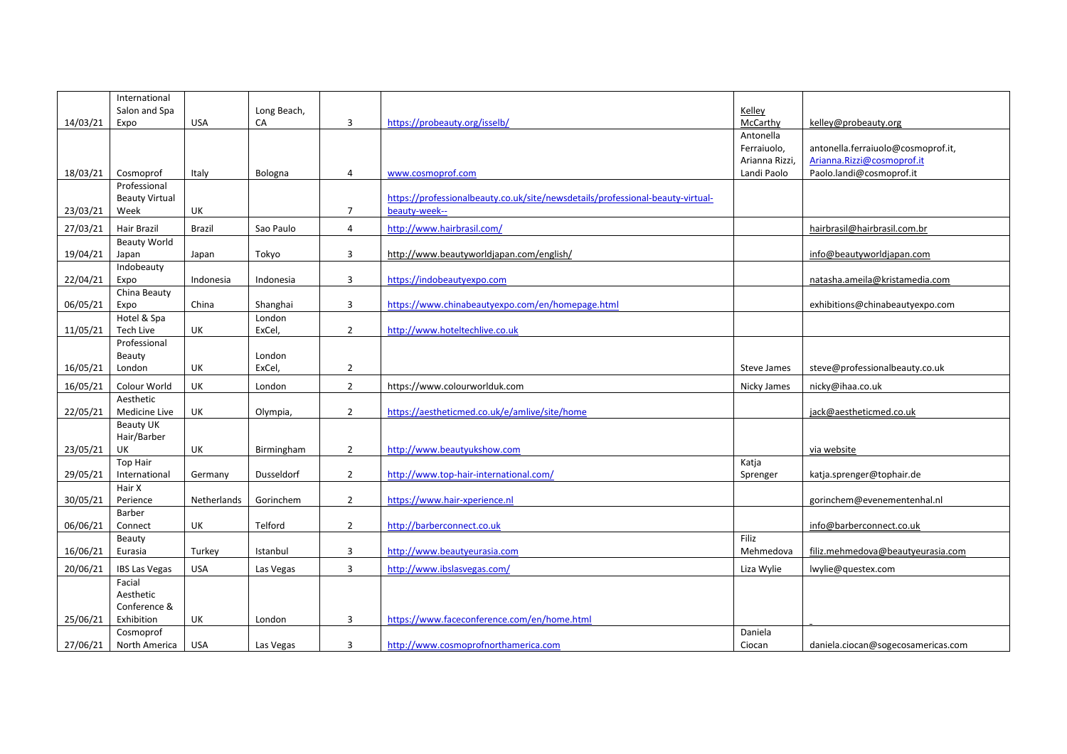| 14/03/21 | International Salon and Spa Expo | USA | Long Beach, CA | 3 | https://probeauty.org/isselb/ | Kelley McCarthy | kelley@probeauty.org |
|---|---|---|---|---|---|---|---|
| 18/03/21 | Cosmoprof | Italy | Bologna | 4 | www.cosmoprof.com | Antonella Ferraiuolo, Arianna Rizzi, Landi Paolo | antonella.ferraiuolo@cosmoprof.it, Arianna.Rizzi@cosmoprof.it Paolo.landi@cosmoprof.it |
| 23/03/21 | Professional Beauty Virtual Week | UK | | 7 | https://professionalbeauty.co.uk/site/newsdetails/professional-beauty-virtual-beauty-week-- | | |
| 27/03/21 | Hair Brazil | Brazil | Sao Paulo | 4 | http://www.hairbrasil.com/ | | hairbrasil@hairbrasil.com.br |
| 19/04/21 | Beauty World Japan | Japan | Tokyo | 3 | http://www.beautyworldjapan.com/english/ | | info@beautyworldjapan.com |
| 22/04/21 | Indobeauty Expo | Indonesia | Indonesia | 3 | https://indobeautyexpo.com | | natasha.ameila@kristamedia.com |
| 06/05/21 | China Beauty Expo | China | Shanghai | 3 | https://www.chinabeautyexpo.com/en/homepage.html | | exhibitions@chinabeautyexpo.com |
| 11/05/21 | Hotel & Spa Tech Live | UK | London ExCel, | 2 | http://www.hoteltechlive.co.uk | | |
| 16/05/21 | Professional Beauty London | UK | London ExCel, | 2 | | Steve James | steve@professionalbeauty.co.uk |
| 16/05/21 | Colour World | UK | London | 2 | https://www.colourworlduk.com | Nicky James | nicky@ihaa.co.uk |
| 22/05/21 | Aesthetic Medicine Live | UK | Olympia, | 2 | https://aestheticmed.co.uk/e/amlive/site/home | | jack@aestheticmed.co.uk |
| 23/05/21 | Beauty UK Hair/Barber UK | UK | Birmingham | 2 | http://www.beautyukshow.com | | via website |
| 29/05/21 | Top Hair International | Germany | Dusseldorf | 2 | http://www.top-hair-international.com/ | Katja Sprenger | katja.sprenger@tophair.de |
| 30/05/21 | Hair X Perience | Netherlands | Gorinchem | 2 | https://www.hair-xperience.nl | | gorinchem@evenementenhal.nl |
| 06/06/21 | Barber Connect | UK | Telford | 2 | http://barberconnect.co.uk | | info@barberconnect.co.uk |
| 16/06/21 | Beauty Eurasia | Turkey | Istanbul | 3 | http://www.beautyeurasia.com | Filiz Mehmedova | filiz.mehmedova@beautyeurasia.com |
| 20/06/21 | IBS Las Vegas | USA | Las Vegas | 3 | http://www.ibslasvegas.com/ | Liza Wylie | lwylie@questex.com |
| 25/06/21 | Facial Aesthetic Conference & Exhibition | UK | London | 3 | https://www.faceconference.com/en/home.html | | |
| 27/06/21 | Cosmoprof North America | USA | Las Vegas | 3 | http://www.cosmoprofnorthamerica.com | Daniela Ciocan | daniela.ciocan@sogecosamericas.com |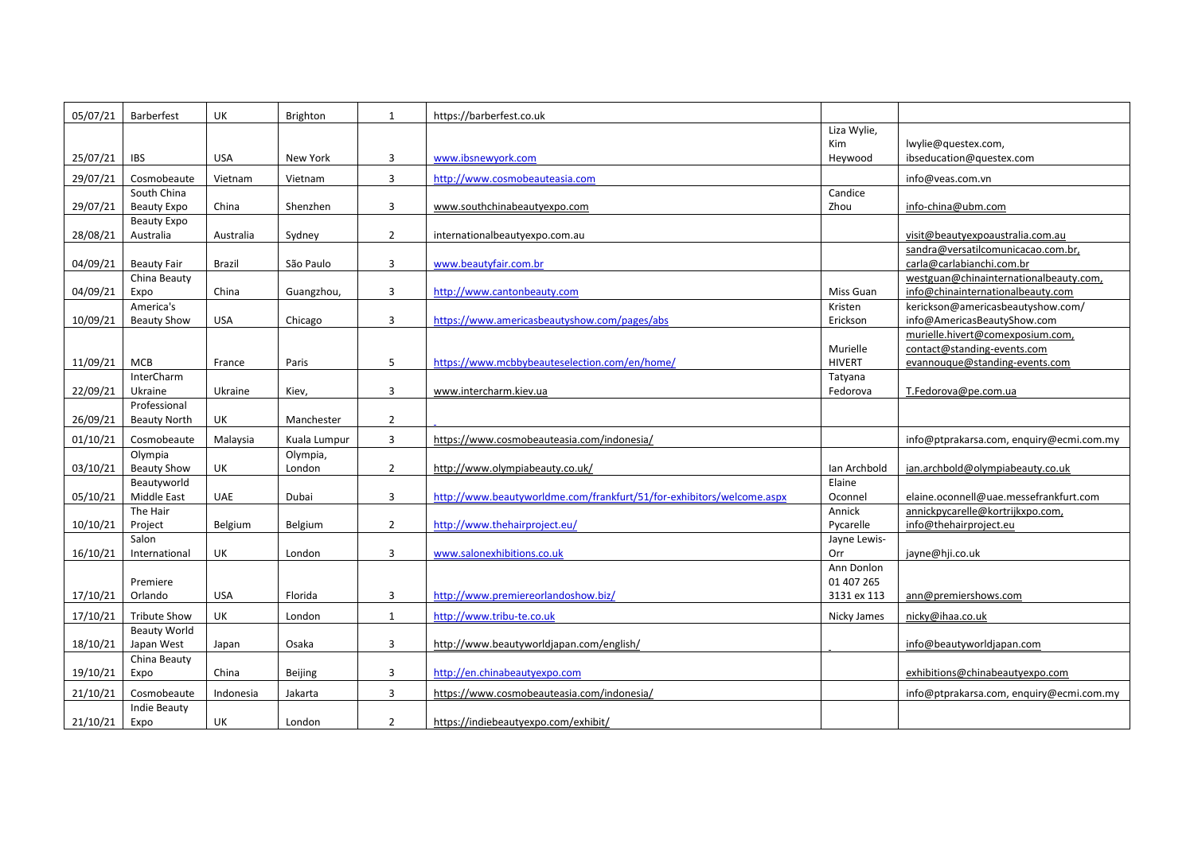| 05/07/21 | Barberfest | UK | Brighton | 1 | https://barberfest.co.uk | | |
|---|---|---|---|---|---|---|---|
| 25/07/21 | IBS | USA | New York | 3 | www.ibsnewyork.com | Liza Wylie, Kim Heywood | lwylie@questex.com, ibseducation@questex.com |
| 29/07/21 | Cosmobeaute | Vietnam | Vietnam | 3 | http://www.cosmobeauteasia.com | | info@veas.com.vn |
| 29/07/21 | South China Beauty Expo | China | Shenzhen | 3 | www.southchinabeautyexpo.com | Candice Zhou | info-china@ubm.com |
| 28/08/21 | Beauty Expo Australia | Australia | Sydney | 2 | internationalbeautyexpo.com.au | | visit@beautyexpoaustralia.com.au |
| 04/09/21 | Beauty Fair | Brazil | São Paulo | 3 | www.beautyfair.com.br | | sandra@versatilcomunicacao.com.br, carla@carlabianchi.com.br |
| 04/09/21 | China Beauty Expo | China | Guangzhou, | 3 | http://www.cantonbeauty.com | Miss Guan | westguan@chinainternationalbeauty.com, info@chinainternationalbeauty.com |
| 10/09/21 | America's Beauty Show | USA | Chicago | 3 | https://www.americasbeautyshow.com/pages/abs | Kristen Erickson | kerickson@americasbeautyshow.com/ info@AmericasBeautyShow.com |
| 11/09/21 | MCB | France | Paris | 5 | https://www.mcbbybeauteselection.com/en/home/ | Murielle HIVERT | murielle.hivert@comexposium.com, contact@standing-events.com evannougue@standing-events.com |
| 22/09/21 | InterCharm Ukraine | Ukraine | Kiev, | 3 | www.intercharm.kiev.ua | Tatyana Fedorova | T.Fedorova@pe.com.ua |
| 26/09/21 | Professional Beauty North | UK | Manchester | 2 | | | |
| 01/10/21 | Cosmobeaute | Malaysia | Kuala Lumpur | 3 | https://www.cosmobeauteasia.com/indonesia/ | | info@ptprakarsa.com, enquiry@ecmi.com.my |
| 03/10/21 | Olympia Beauty Show | UK | Olympia, London | 2 | http://www.olympiabeauty.co.uk/ | Ian Archbold | ian.archbold@olympiabeauty.co.uk |
| 05/10/21 | Beautyworld Middle East | UAE | Dubai | 3 | http://www.beautyworldme.com/frankfurt/51/for-exhibitors/welcome.aspx | Elaine Oconnel | elaine.oconnell@uae.messefrankfurt.com |
| 10/10/21 | The Hair Project | Belgium | Belgium | 2 | http://www.thehairproject.eu/ | Annick Pycarelle | annickpycarelle@kortrijkxpo.com, info@thehairproject.eu |
| 16/10/21 | Salon International | UK | London | 3 | www.salonexhibitions.co.uk | Jayne Lewis-Orr | jayne@hji.co.uk |
| 17/10/21 | Premiere Orlando | USA | Florida | 3 | http://www.premiereorlandoshow.biz/ | Ann Donlon 01 407 265 3131 ex 113 | ann@premiershows.com |
| 17/10/21 | Tribute Show | UK | London | 1 | http://www.tribu-te.co.uk | Nicky James | nicky@ihaa.co.uk |
| 18/10/21 | Beauty World Japan West | Japan | Osaka | 3 | http://www.beautyworldjapan.com/english/ | | info@beautyworldjapan.com |
| 19/10/21 | China Beauty Expo | China | Beijing | 3 | http://en.chinabeautyexpo.com | | exhibitions@chinabeautyexpo.com |
| 21/10/21 | Cosmobeaute | Indonesia | Jakarta | 3 | https://www.cosmobeauteasia.com/indonesia/ | | info@ptprakarsa.com, enquiry@ecmi.com.my |
| 21/10/21 | Indie Beauty Expo | UK | London | 2 | https://indiebeautyexpo.com/exhibit/ | | |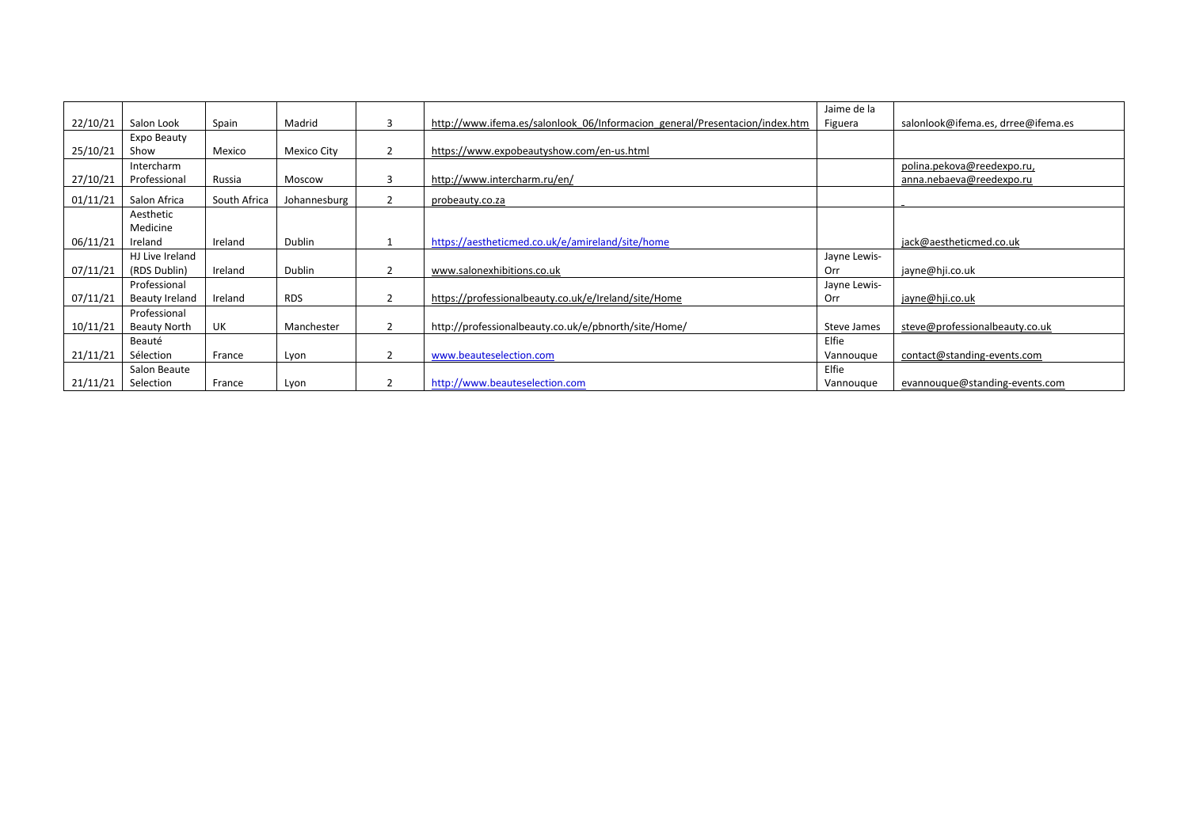| | | | | | | | |
|---|---|---|---|---|---|---|---|
| 22/10/21 | Salon Look | Spain | Madrid | 3 | http://www.ifema.es/salonlook_06/Informacion_general/Presentacion/index.htm | Jaime de la Figuera | salonlook@ifema.es, drree@ifema.es |
| 25/10/21 | Expo Beauty Show | Mexico | Mexico City | 2 | https://www.expobeautyshow.com/en-us.html | | |
| 27/10/21 | Intercharm Professional | Russia | Moscow | 3 | http://www.intercharm.ru/en/ | | polina.pekova@reedexpo.ru, anna.nebaeva@reedexpo.ru |
| 01/11/21 | Salon Africa | South Africa | Johannesburg | 2 | probeauty.co.za | | |
| 06/11/21 | Aesthetic Medicine Ireland | Ireland | Dublin | 1 | https://aestheticmed.co.uk/e/amireland/site/home | | jack@aestheticmed.co.uk |
| 07/11/21 | HJ Live Ireland (RDS Dublin) | Ireland | Dublin | 2 | www.salonexhibitions.co.uk | Jayne Lewis-Orr | jayne@hji.co.uk |
| 07/11/21 | Professional Beauty Ireland | Ireland | RDS | 2 | https://professionalbeauty.co.uk/e/Ireland/site/Home | Jayne Lewis-Orr | jayne@hji.co.uk |
| 10/11/21 | Professional Beauty North | UK | Manchester | 2 | http://professionalbeauty.co.uk/e/pbnorth/site/Home/ | Steve James | steve@professionalbeauty.co.uk |
| 21/11/21 | Beauté Sélection | France | Lyon | 2 | www.beauteselection.com | Elfie Vannouque | contact@standing-events.com |
| 21/11/21 | Salon Beaute Selection | France | Lyon | 2 | http://www.beauteselection.com | Elfie Vannouque | evannouque@standing-events.com |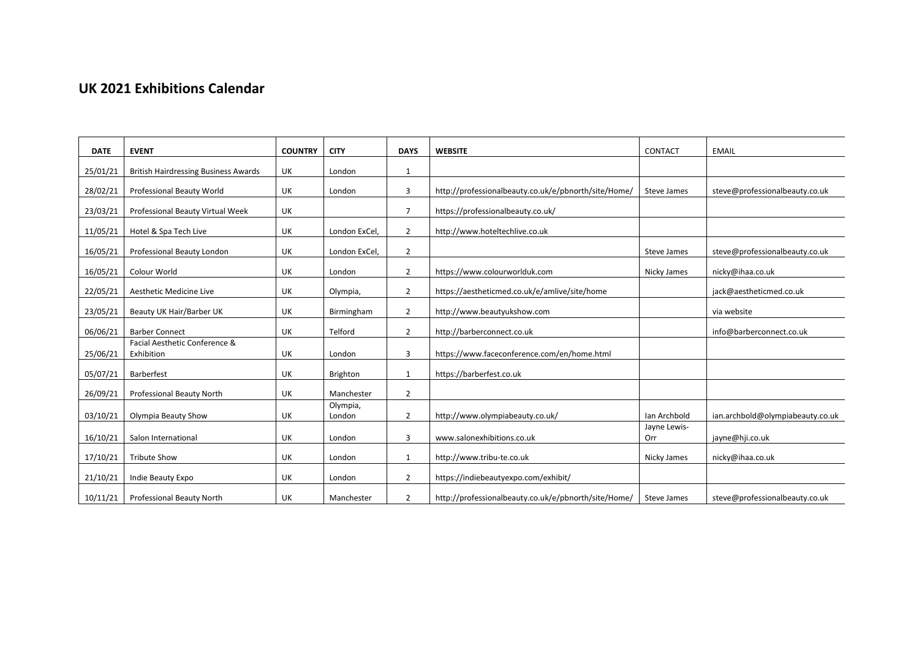# UK 2021 Exhibitions Calendar

| DATE | EVENT | COUNTRY | CITY | DAYS | WEBSITE | CONTACT | EMAIL |
|---|---|---|---|---|---|---|---|
| 25/01/21 | British Hairdressing Business Awards | UK | London | 1 | | | |
| 28/02/21 | Professional Beauty World | UK | London | 3 | http://professionalbeauty.co.uk/e/pbnorth/site/Home/ | Steve James | steve@professionalbeauty.co.uk |
| 23/03/21 | Professional Beauty Virtual Week | UK | | 7 | https://professionalbeauty.co.uk/ | | |
| 11/05/21 | Hotel & Spa Tech Live | UK | London ExCel, | 2 | http://www.hoteltechlive.co.uk | | |
| 16/05/21 | Professional Beauty London | UK | London ExCel, | 2 | | Steve James | steve@professionalbeauty.co.uk |
| 16/05/21 | Colour World | UK | London | 2 | https://www.colourworlduk.com | Nicky James | nicky@ihaa.co.uk |
| 22/05/21 | Aesthetic Medicine Live | UK | Olympia, | 2 | https://aestheticmed.co.uk/e/amlive/site/home | | jack@aestheticmed.co.uk |
| 23/05/21 | Beauty UK Hair/Barber UK | UK | Birmingham | 2 | http://www.beautyukshow.com | | via website |
| 06/06/21 | Barber Connect | UK | Telford | 2 | http://barberconnect.co.uk | | info@barberconnect.co.uk |
| 25/06/21 | Facial Aesthetic Conference & Exhibition | UK | London | 3 | https://www.faceconference.com/en/home.html | | |
| 05/07/21 | Barberfest | UK | Brighton | 1 | https://barberfest.co.uk | | |
| 26/09/21 | Professional Beauty North | UK | Manchester | 2 | | | |
| 03/10/21 | Olympia Beauty Show | UK | Olympia, London | 2 | http://www.olympiabeauty.co.uk/ | Ian Archbold | ian.archbold@olympiabeauty.co.uk |
| 16/10/21 | Salon International | UK | London | 3 | www.salonexhibitions.co.uk | Jayne Lewis-Orr | jayne@hji.co.uk |
| 17/10/21 | Tribute Show | UK | London | 1 | http://www.tribu-te.co.uk | Nicky James | nicky@ihaa.co.uk |
| 21/10/21 | Indie Beauty Expo | UK | London | 2 | https://indiebeautyexpo.com/exhibit/ | | |
| 10/11/21 | Professional Beauty North | UK | Manchester | 2 | http://professionalbeauty.co.uk/e/pbnorth/site/Home/ | Steve James | steve@professionalbeauty.co.uk |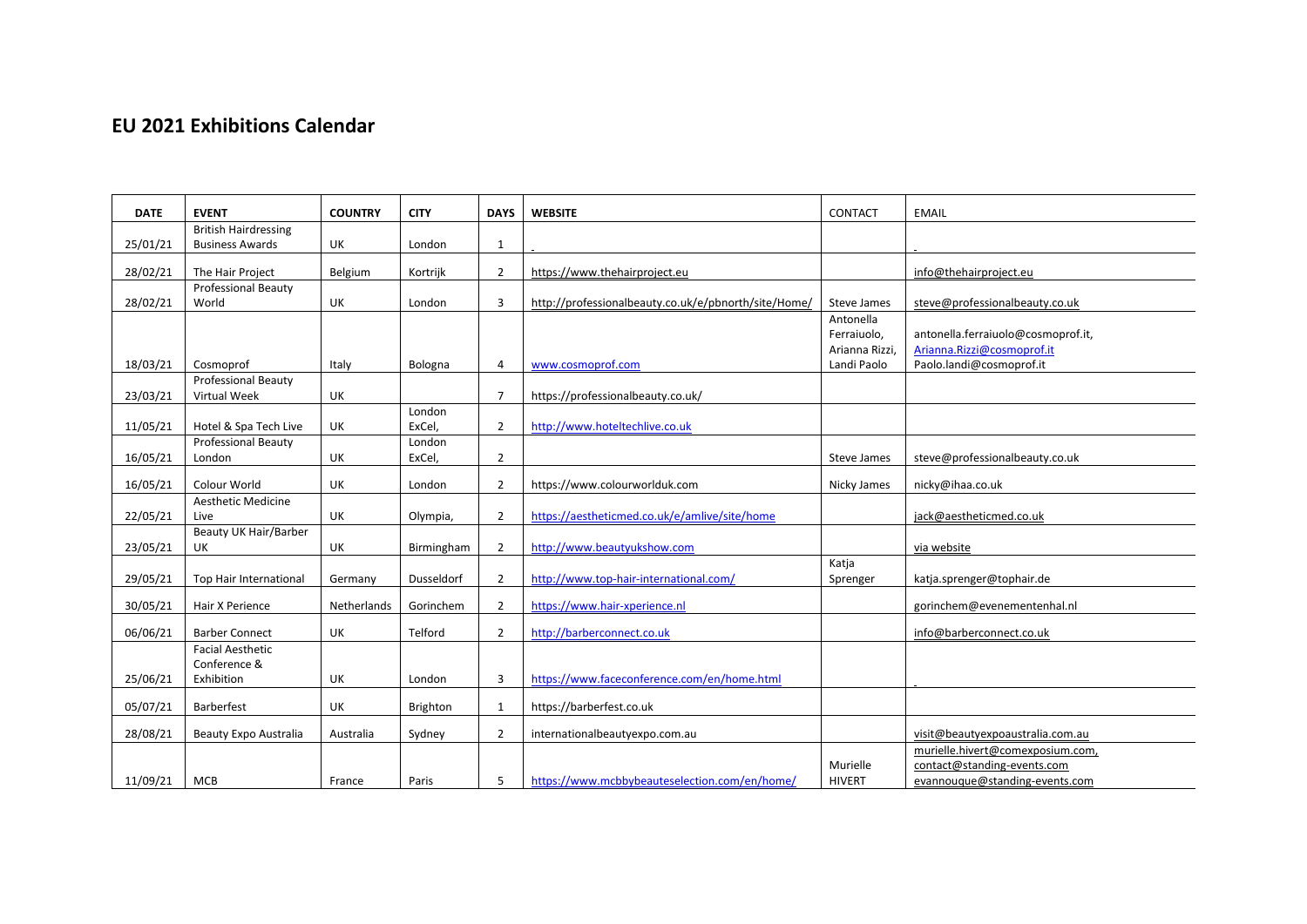# EU 2021 Exhibitions Calendar

| DATE | EVENT | COUNTRY | CITY | DAYS | WEBSITE | CONTACT | EMAIL |
|---|---|---|---|---|---|---|---|
| 25/01/21 | British Hairdressing Business Awards | UK | London | 1 | | | |
| 28/02/21 | The Hair Project | Belgium | Kortrijk | 2 | https://www.thehairproject.eu | | info@thehairproject.eu |
| 28/02/21 | Professional Beauty World | UK | London | 3 | http://professionalbeauty.co.uk/e/pbnorth/site/Home/ | Steve James | steve@professionalbeauty.co.uk |
| 18/03/21 | Cosmoprof | Italy | Bologna | 4 | www.cosmoprof.com | Antonella Ferraiuolo, Arianna Rizzi, Landi Paolo | antonella.ferraiuolo@cosmoprof.it, Arianna.Rizzi@cosmoprof.it Paolo.landi@cosmoprof.it |
| 23/03/21 | Professional Beauty Virtual Week | UK | | 7 | https://professionalbeauty.co.uk/ | | |
| 11/05/21 | Hotel & Spa Tech Live | UK | London ExCel, | 2 | http://www.hoteltechlive.co.uk | | |
| 16/05/21 | Professional Beauty London | UK | London ExCel, | 2 | | Steve James | steve@professionalbeauty.co.uk |
| 16/05/21 | Colour World | UK | London | 2 | https://www.colourworlduk.com | Nicky James | nicky@ihaa.co.uk |
| 22/05/21 | Aesthetic Medicine Live | UK | Olympia, | 2 | https://aestheticmed.co.uk/e/amlive/site/home | | jack@aestheticmed.co.uk |
| 23/05/21 | Beauty UK Hair/Barber UK | UK | Birmingham | 2 | http://www.beautyukshow.com | | via website |
| 29/05/21 | Top Hair International | Germany | Dusseldorf | 2 | http://www.top-hair-international.com/ | Katja Sprenger | katja.sprenger@tophair.de |
| 30/05/21 | Hair X Perience | Netherlands | Gorinchem | 2 | https://www.hair-xperience.nl | | gorinchem@evenementenhal.nl |
| 06/06/21 | Barber Connect | UK | Telford | 2 | http://barberconnect.co.uk | | info@barberconnect.co.uk |
| 25/06/21 | Facial Aesthetic Conference & Exhibition | UK | London | 3 | https://www.faceconference.com/en/home.html | | |
| 05/07/21 | Barberfest | UK | Brighton | 1 | https://barberfest.co.uk | | |
| 28/08/21 | Beauty Expo Australia | Australia | Sydney | 2 | internationalbeautyexpo.com.au | | visit@beautyexpoaustralia.com.au |
| 11/09/21 | MCB | France | Paris | 5 | https://www.mcbbybeauteselection.com/en/home/ | Murielle HIVERT | murielle.hivert@comexposium.com, contact@standing-events.com evannouque@standing-events.com |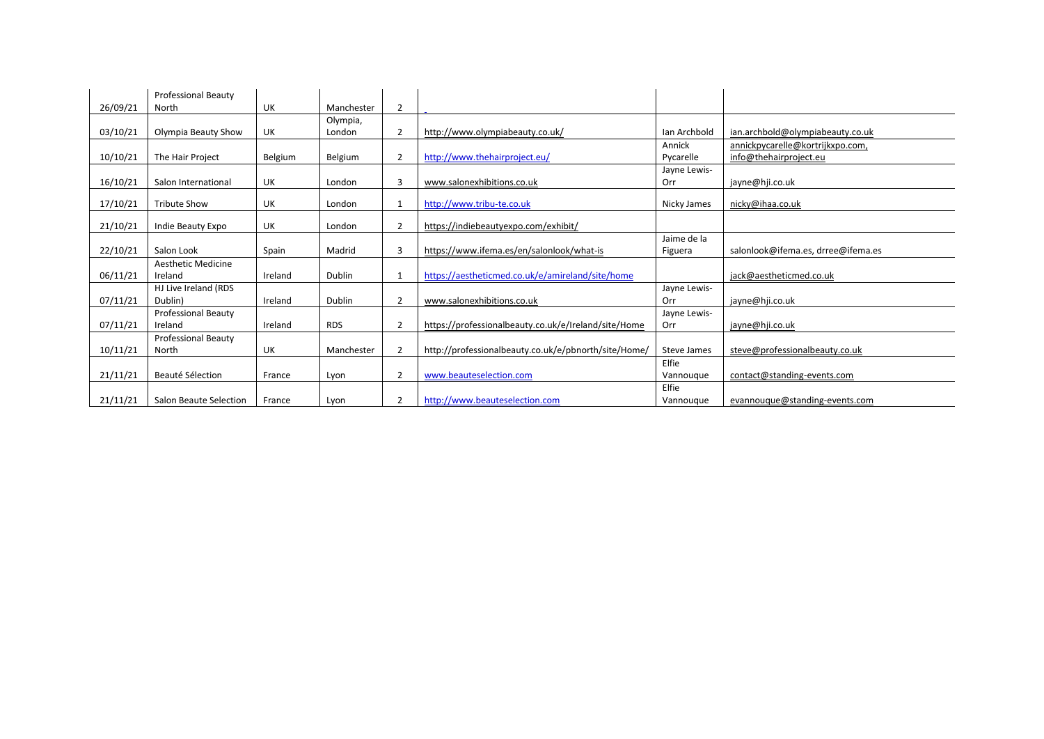| | | | | | | | |
|---|---|---|---|---|---|---|---|
| 26/09/21 | Professional Beauty North | UK | Manchester | 2 | | | |
| 03/10/21 | Olympia Beauty Show | UK | Olympia, London | 2 | http://www.olympiabeauty.co.uk/ | Ian Archbold | ian.archbold@olympiabeauty.co.uk |
| 10/10/21 | The Hair Project | Belgium | Belgium | 2 | http://www.thehairproject.eu/ | Annick Pycarelle | annickpycarelle@kortrijkxpo.com, info@thehairproject.eu |
| 16/10/21 | Salon International | UK | London | 3 | www.salonexhibitions.co.uk | Jayne Lewis-Orr | jayne@hji.co.uk |
| 17/10/21 | Tribute Show | UK | London | 1 | http://www.tribu-te.co.uk | Nicky James | nicky@ihaa.co.uk |
| 21/10/21 | Indie Beauty Expo | UK | London | 2 | https://indiebeautyexpo.com/exhibit/ | | |
| 22/10/21 | Salon Look | Spain | Madrid | 3 | https://www.ifema.es/en/salonlook/what-is | Jaime de la Figuera | salonlook@ifema.es, drree@ifema.es |
| 06/11/21 | Aesthetic Medicine Ireland | Ireland | Dublin | 1 | https://aestheticmed.co.uk/e/amireland/site/home | | jack@aestheticmed.co.uk |
| 07/11/21 | HJ Live Ireland (RDS Dublin) | Ireland | Dublin | 2 | www.salonexhibitions.co.uk | Jayne Lewis-Orr | jayne@hji.co.uk |
| 07/11/21 | Professional Beauty Ireland | Ireland | RDS | 2 | https://professionalbeauty.co.uk/e/Ireland/site/Home | Jayne Lewis-Orr | jayne@hji.co.uk |
| 10/11/21 | Professional Beauty North | UK | Manchester | 2 | http://professionalbeauty.co.uk/e/pbnorth/site/Home/ | Steve James | steve@professionalbeauty.co.uk |
| 21/11/21 | Beauté Sélection | France | Lyon | 2 | www.beauteselection.com | Elfie Vannouque | contact@standing-events.com |
| 21/11/21 | Salon Beaute Selection | France | Lyon | 2 | http://www.beauteselection.com | Elfie Vannouque | evannouque@standing-events.com |